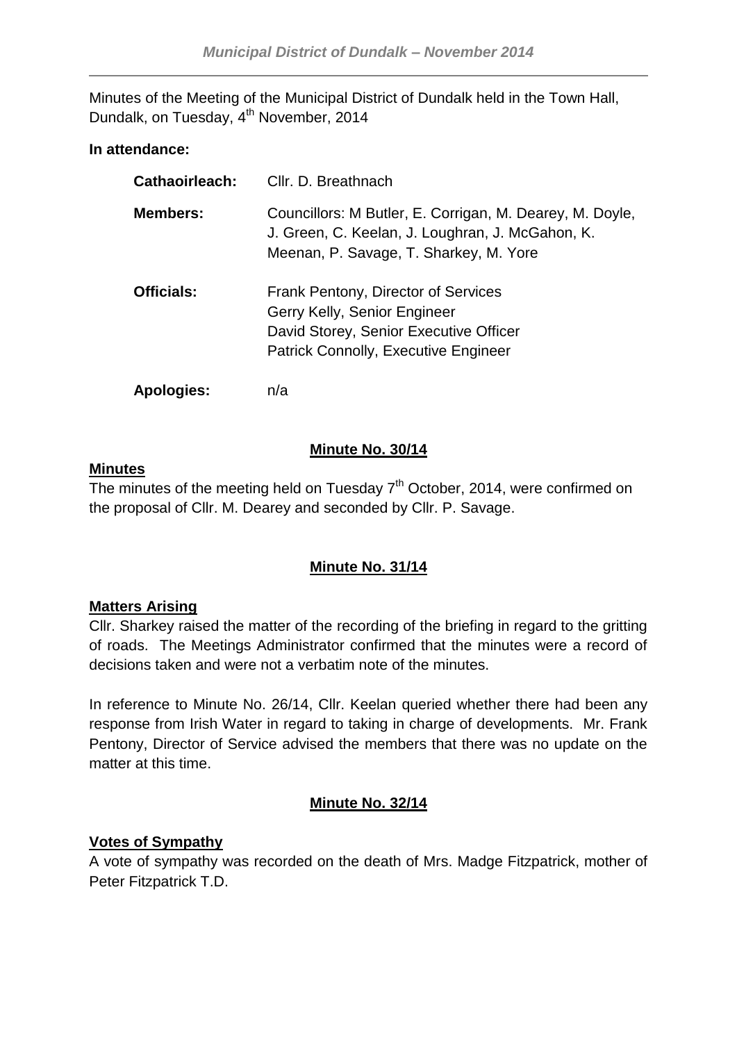Minutes of the Meeting of the Municipal District of Dundalk held in the Town Hall, Dundalk, on Tuesday, 4th November, 2014

**In attendance:**

| | |
|---|---|
| **Cathaoirleach:** | Cllr. D. Breathnach |
| **Members:** | Councillors: M Butler, E. Corrigan, M. Dearey, M. Doyle, J. Green, C. Keelan, J. Loughran, J. McGahon, K. Meenan, P. Savage, T. Sharkey, M. Yore |
| **Officials:** | Frank Pentony, Director of Services<br>Gerry Kelly, Senior Engineer<br>David Storey, Senior Executive Officer<br>Patrick Connolly, Executive Engineer |
| **Apologies:** | n/a |

## Minute No. 30/14

### Minutes

The minutes of the meeting held on Tuesday 7th October, 2014, were confirmed on the proposal of Cllr. M. Dearey and seconded by Cllr. P. Savage.

## Minute No. 31/14

### Matters Arising

Cllr. Sharkey raised the matter of the recording of the briefing in regard to the gritting of roads. The Meetings Administrator confirmed that the minutes were a record of decisions taken and were not a verbatim note of the minutes.

In reference to Minute No. 26/14, Cllr. Keelan queried whether there had been any response from Irish Water in regard to taking in charge of developments. Mr. Frank Pentony, Director of Service advised the members that there was no update on the matter at this time.

## Minute No. 32/14

### Votes of Sympathy

A vote of sympathy was recorded on the death of Mrs. Madge Fitzpatrick, mother of Peter Fitzpatrick T.D.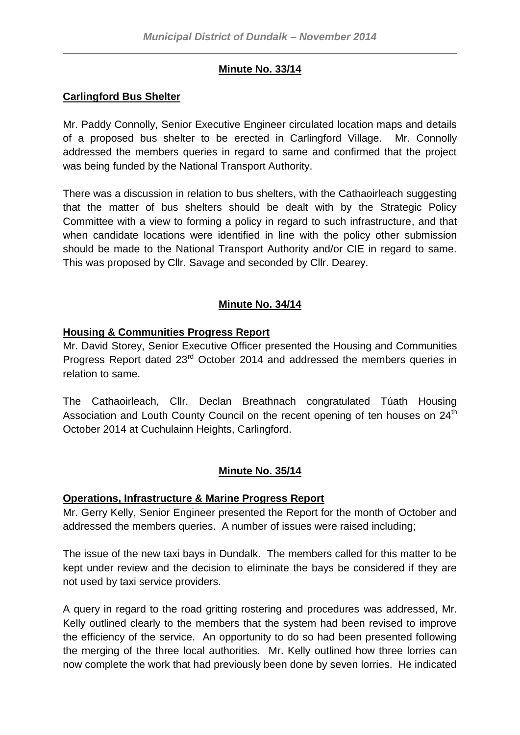**Minute No. 33/14**

**Carlingford Bus Shelter**

Mr. Paddy Connolly, Senior Executive Engineer circulated location maps and details of a proposed bus shelter to be erected in Carlingford Village. Mr. Connolly addressed the members queries in regard to same and confirmed that the project was being funded by the National Transport Authority.

There was a discussion in relation to bus shelters, with the Cathaoirleach suggesting that the matter of bus shelters should be dealt with by the Strategic Policy Committee with a view to forming a policy in regard to such infrastructure, and that when candidate locations were identified in line with the policy other submission should be made to the National Transport Authority and/or CIE in regard to same. This was proposed by Cllr. Savage and seconded by Cllr. Dearey.

**Minute No. 34/14**

**Housing & Communities Progress Report**

Mr. David Storey, Senior Executive Officer presented the Housing and Communities Progress Report dated 23rd October 2014 and addressed the members queries in relation to same.

The Cathaoirleach, Cllr. Declan Breathnach congratulated Túath Housing Association and Louth County Council on the recent opening of ten houses on 24th October 2014 at Cuchulainn Heights, Carlingford.

**Minute No. 35/14**

**Operations, Infrastructure & Marine Progress Report**

Mr. Gerry Kelly, Senior Engineer presented the Report for the month of October and addressed the members queries. A number of issues were raised including;

The issue of the new taxi bays in Dundalk. The members called for this matter to be kept under review and the decision to eliminate the bays be considered if they are not used by taxi service providers.

A query in regard to the road gritting rostering and procedures was addressed, Mr. Kelly outlined clearly to the members that the system had been revised to improve the efficiency of the service. An opportunity to do so had been presented following the merging of the three local authorities. Mr. Kelly outlined how three lorries can now complete the work that had previously been done by seven lorries. He indicated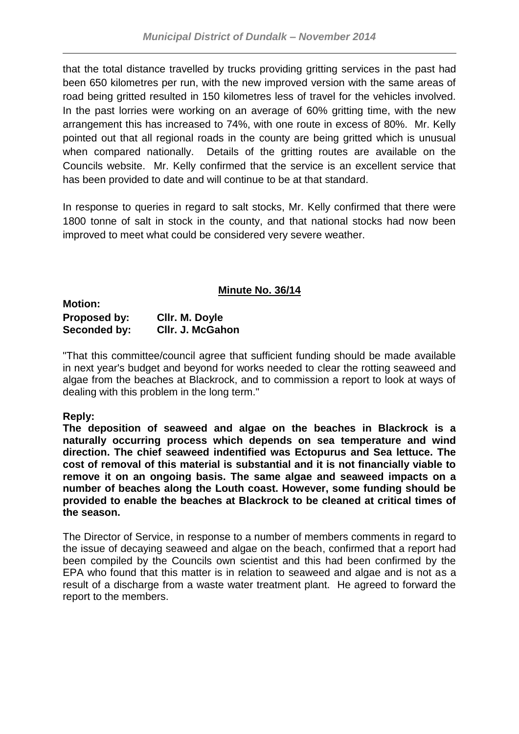that the total distance travelled by trucks providing gritting services in the past had been 650 kilometres per run, with the new improved version with the same areas of road being gritted resulted in 150 kilometres less of travel for the vehicles involved. In the past lorries were working on an average of 60% gritting time, with the new arrangement this has increased to 74%, with one route in excess of 80%. Mr. Kelly pointed out that all regional roads in the county are being gritted which is unusual when compared nationally. Details of the gritting routes are available on the Councils website. Mr. Kelly confirmed that the service is an excellent service that has been provided to date and will continue to be at that standard.

In response to queries in regard to salt stocks, Mr. Kelly confirmed that there were 1800 tonne of salt in stock in the county, and that national stocks had now been improved to meet what could be considered very severe weather.

## Minute No. 36/14

**Motion:**
**Proposed by:** **Cllr. M. Doyle**
**Seconded by:** **Cllr. J. McGahon**

"That this committee/council agree that sufficient funding should be made available in next year's budget and beyond for works needed to clear the rotting seaweed and algae from the beaches at Blackrock, and to commission a report to look at ways of dealing with this problem in the long term."

**Reply:**
**The deposition of seaweed and algae on the beaches in Blackrock is a naturally occurring process which depends on sea temperature and wind direction. The chief seaweed indentified was Ectopurus and Sea lettuce. The cost of removal of this material is substantial and it is not financially viable to remove it on an ongoing basis. The same algae and seaweed impacts on a number of beaches along the Louth coast. However, some funding should be provided to enable the beaches at Blackrock to be cleaned at critical times of the season.**

The Director of Service, in response to a number of members comments in regard to the issue of decaying seaweed and algae on the beach, confirmed that a report had been compiled by the Councils own scientist and this had been confirmed by the EPA who found that this matter is in relation to seaweed and algae and is not as a result of a discharge from a waste water treatment plant. He agreed to forward the report to the members.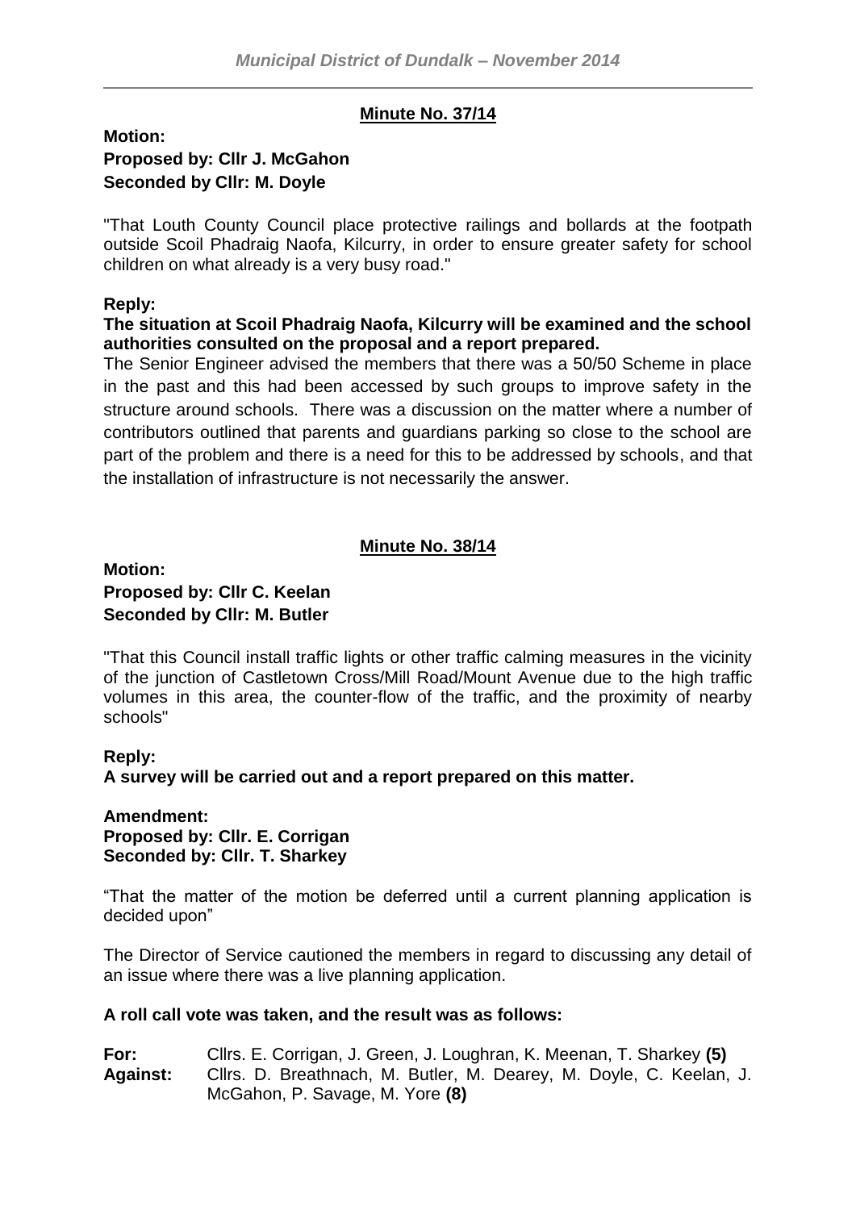**Minute No. 37/14**

**Motion:**
**Proposed by: Cllr J. McGahon**
**Seconded by Cllr: M. Doyle**

"That Louth County Council place protective railings and bollards at the footpath outside Scoil Phadraig Naofa, Kilcurry, in order to ensure greater safety for school children on what already is a very busy road."

**Reply:**
**The situation at Scoil Phadraig Naofa, Kilcurry will be examined and the school authorities consulted on the proposal and a report prepared.**
The Senior Engineer advised the members that there was a 50/50 Scheme in place in the past and this had been accessed by such groups to improve safety in the structure around schools. There was a discussion on the matter where a number of contributors outlined that parents and guardians parking so close to the school are part of the problem and there is a need for this to be addressed by schools, and that the installation of infrastructure is not necessarily the answer.

**Minute No. 38/14**

**Motion:**
**Proposed by: Cllr C. Keelan**
**Seconded by Cllr: M. Butler**

"That this Council install traffic lights or other traffic calming measures in the vicinity of the junction of Castletown Cross/Mill Road/Mount Avenue due to the high traffic volumes in this area, the counter-flow of the traffic, and the proximity of nearby schools"

**Reply:**
**A survey will be carried out and a report prepared on this matter.**

**Amendment:**
**Proposed by: Cllr. E. Corrigan**
**Seconded by: Cllr. T. Sharkey**

"That the matter of the motion be deferred until a current planning application is decided upon"

The Director of Service cautioned the members in regard to discussing any detail of an issue where there was a live planning application.

**A roll call vote was taken, and the result was as follows:**

**For:** Cllrs. E. Corrigan, J. Green, J. Loughran, K. Meenan, T. Sharkey **(5)**
**Against:** Cllrs. D. Breathnach, M. Butler, M. Dearey, M. Doyle, C. Keelan, J. McGahon, P. Savage, M. Yore **(8)**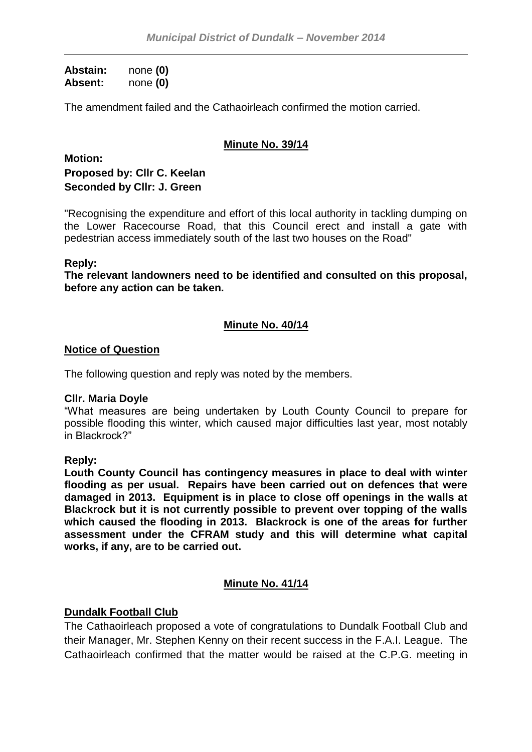**Abstain:** none **(0)**
**Absent:** none **(0)**

The amendment failed and the Cathaoirleach confirmed the motion carried.

**Minute No. 39/14**

**Motion:**
**Proposed by: Cllr C. Keelan**
**Seconded by Cllr: J. Green**

"Recognising the expenditure and effort of this local authority in tackling dumping on the Lower Racecourse Road, that this Council erect and install a gate with pedestrian access immediately south of the last two houses on the Road"

**Reply:**
**The relevant landowners need to be identified and consulted on this proposal, before any action can be taken.**

**Minute No. 40/14**

**Notice of Question**

The following question and reply was noted by the members.

**Cllr. Maria Doyle**
"What measures are being undertaken by Louth County Council to prepare for possible flooding this winter, which caused major difficulties last year, most notably in Blackrock?"

**Reply:**
**Louth County Council has contingency measures in place to deal with winter flooding as per usual. Repairs have been carried out on defences that were damaged in 2013. Equipment is in place to close off openings in the walls at Blackrock but it is not currently possible to prevent over topping of the walls which caused the flooding in 2013. Blackrock is one of the areas for further assessment under the CFRAM study and this will determine what capital works, if any, are to be carried out.**

**Minute No. 41/14**

**Dundalk Football Club**
The Cathaoirleach proposed a vote of congratulations to Dundalk Football Club and their Manager, Mr. Stephen Kenny on their recent success in the F.A.I. League. The Cathaoirleach confirmed that the matter would be raised at the C.P.G. meeting in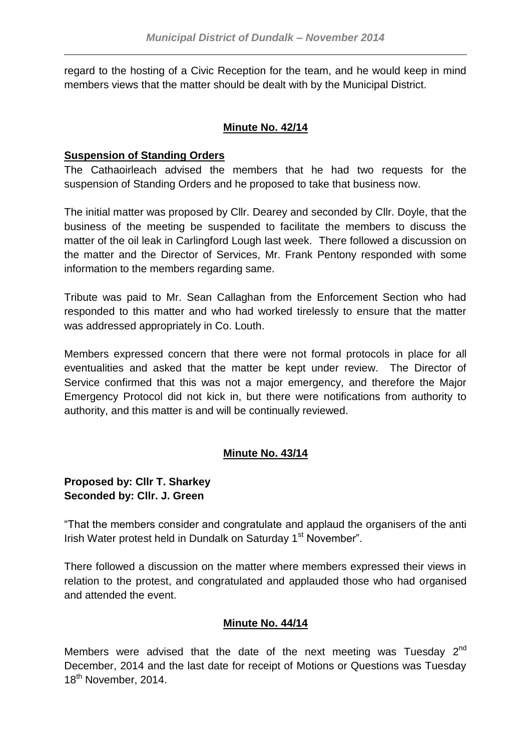regard to the hosting of a Civic Reception for the team, and he would keep in mind members views that the matter should be dealt with by the Municipal District.

## Minute No. 42/14

**Suspension of Standing Orders**

The Cathaoirleach advised the members that he had two requests for the suspension of Standing Orders and he proposed to take that business now.

The initial matter was proposed by Cllr. Dearey and seconded by Cllr. Doyle, that the business of the meeting be suspended to facilitate the members to discuss the matter of the oil leak in Carlingford Lough last week. There followed a discussion on the matter and the Director of Services, Mr. Frank Pentony responded with some information to the members regarding same.

Tribute was paid to Mr. Sean Callaghan from the Enforcement Section who had responded to this matter and who had worked tirelessly to ensure that the matter was addressed appropriately in Co. Louth.

Members expressed concern that there were not formal protocols in place for all eventualities and asked that the matter be kept under review. The Director of Service confirmed that this was not a major emergency, and therefore the Major Emergency Protocol did not kick in, but there were notifications from authority to authority, and this matter is and will be continually reviewed.

## Minute No. 43/14

**Proposed by: Cllr T. Sharkey**
**Seconded by: Cllr. J. Green**

"That the members consider and congratulate and applaud the organisers of the anti Irish Water protest held in Dundalk on Saturday 1st November".

There followed a discussion on the matter where members expressed their views in relation to the protest, and congratulated and applauded those who had organised and attended the event.

## Minute No. 44/14

Members were advised that the date of the next meeting was Tuesday 2nd December, 2014 and the last date for receipt of Motions or Questions was Tuesday 18th November, 2014.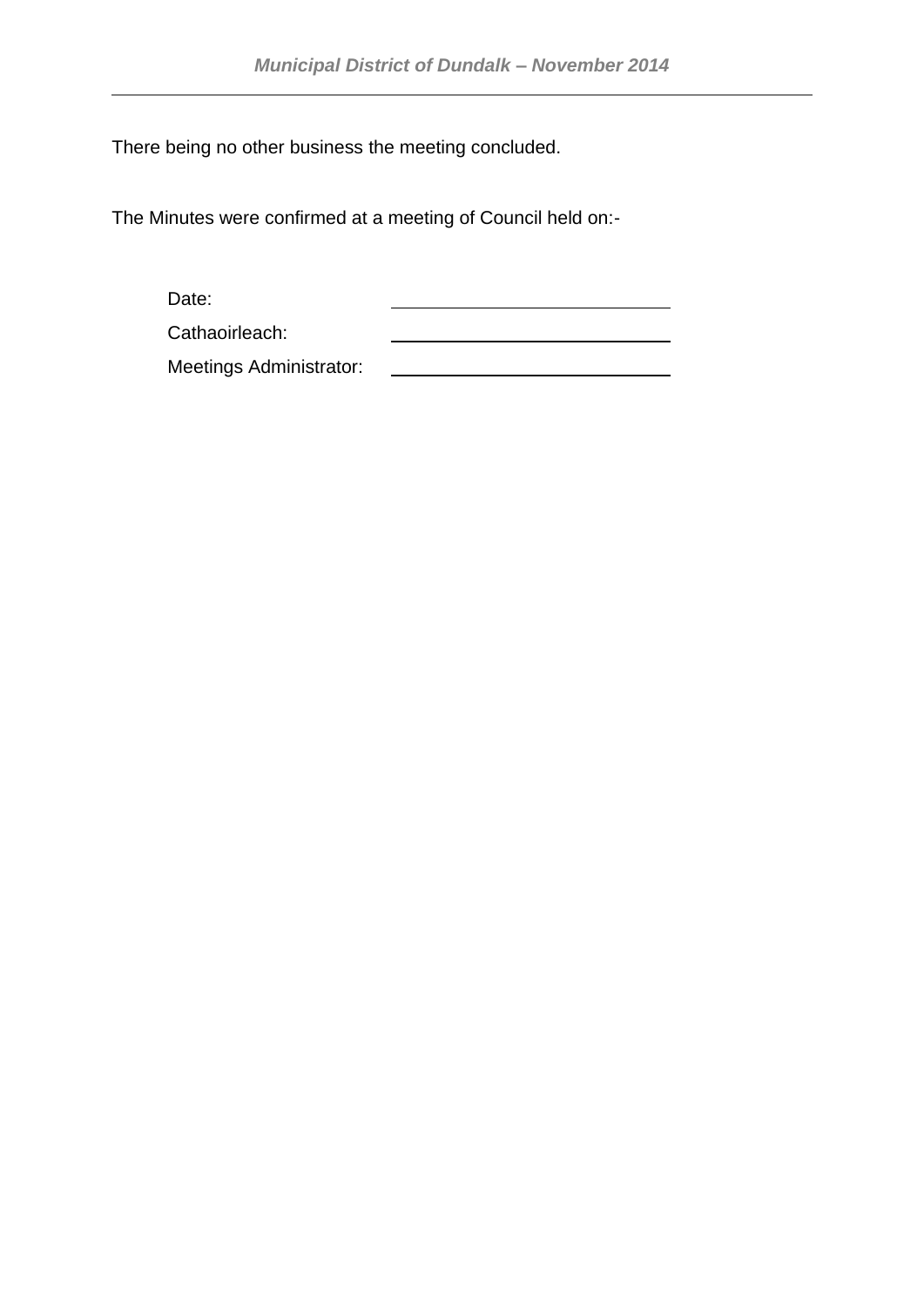There being no other business the meeting concluded.

The Minutes were confirmed at a meeting of Council held on:-

| | |
|---|---|
| Date: | ______________________ |
| Cathaoirleach: | ______________________ |
| Meetings Administrator: | ______________________ |